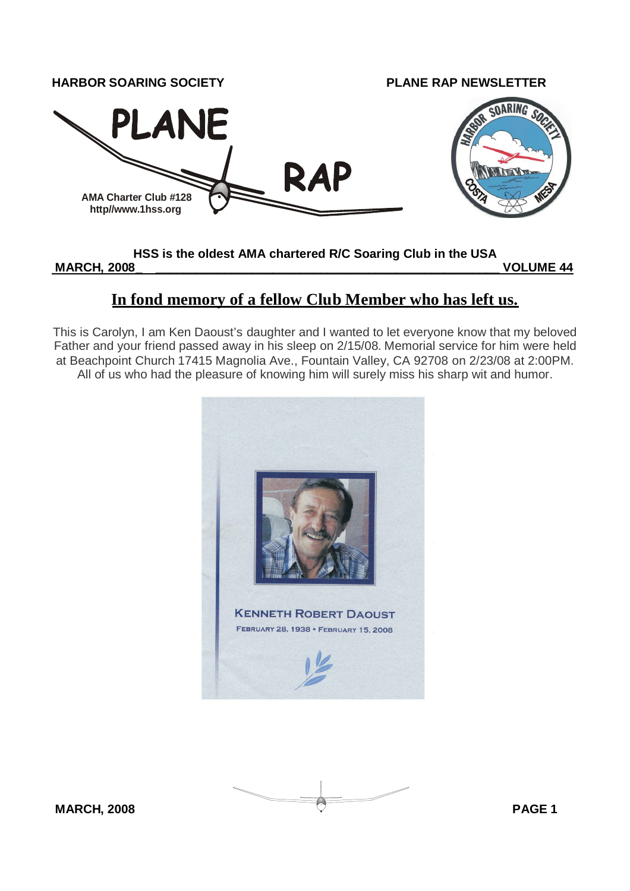**HARBOR SOARING SOCIETY** **PLANE RAP NEWSLETTER**

# PLANE RAP

AMA Charter Club #128
http//www.1hss.org

**HSS is the oldest AMA chartered R/C Soaring Club in the USA**

**MARCH, 2008** **VOLUME 44**

## In fond memory of a fellow Club Member who has left us.

This is Carolyn, I am Ken Daoust's daughter and I wanted to let everyone know that my beloved Father and your friend passed away in his sleep on 2/15/08. Memorial service for him were held at Beachpoint Church 17415 Magnolia Ave., Fountain Valley, CA 92708 on 2/23/08 at 2:00PM. All of us who had the pleasure of knowing him will surely miss his sharp wit and humor.

KENNETH ROBERT DAOUST

FEBRUARY 28, 1938 • FEBRUARY 15, 2008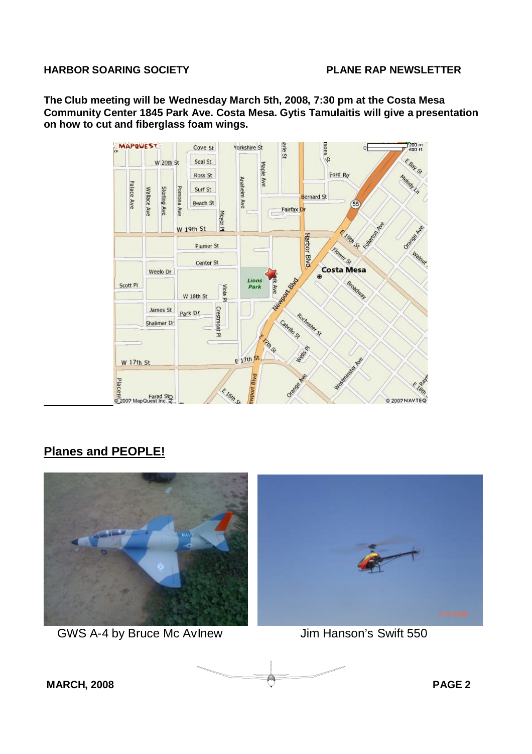**The Club meeting will be Wednesday March 5th, 2008, 7:30 pm at the Costa Mesa Community Center 1845 Park Ave. Costa Mesa. Gytis Tamulaitis will give a presentation on how to cut and fiberglass foam wings.**

## Planes and PEOPLE!

GWS A-4 by Bruce Mc AvInew

Jim Hanson's Swift 550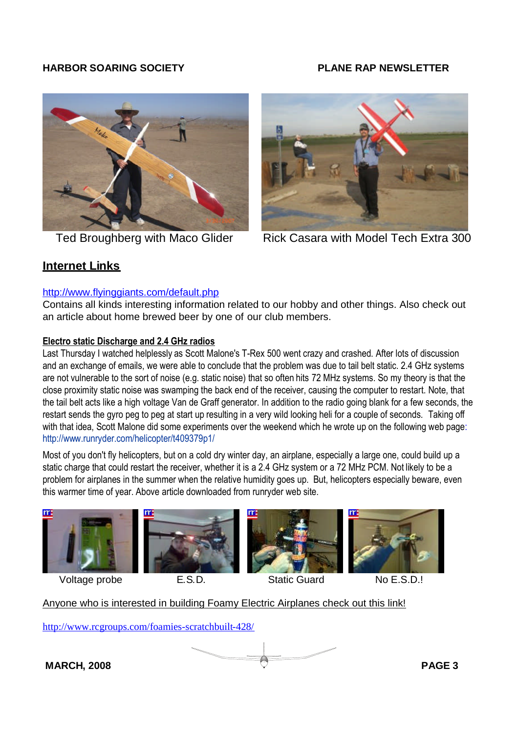Ted Broughberg with Maco Glider

Rick Casara with Model Tech Extra 300

## Internet Links

http://www.flyinggiants.com/default.php

Contains all kinds interesting information related to our hobby and other things. Also check out an article about home brewed beer by one of our club members.

### Electro static Discharge and 2.4 GHz radios

Last Thursday I watched helplessly as Scott Malone's T-Rex 500 went crazy and crashed. After lots of discussion and an exchange of emails, we were able to conclude that the problem was due to tail belt static. 2.4 GHz systems are not vulnerable to the sort of noise (e.g. static noise) that so often hits 72 MHz systems. So my theory is that the close proximity static noise was swamping the back end of the receiver, causing the computer to restart. Note, that the tail belt acts like a high voltage Van de Graff generator. In addition to the radio going blank for a few seconds, the restart sends the gyro peg to peg at start up resulting in a very wild looking heli for a couple of seconds. Taking off with that idea, Scott Malone did some experiments over the weekend which he wrote up on the following web page: http://www.runryder.com/helicopter/t409379p1/

Most of you don't fly helicopters, but on a cold dry winter day, an airplane, especially a large one, could build up a static charge that could restart the receiver, whether it is a 2.4 GHz system or a 72 MHz PCM. Not likely to be a problem for airplanes in the summer when the relative humidity goes up. But, helicopters especially beware, even this warmer time of year. Above article downloaded from runryder web site.

Voltage probe

E.S.D.

Static Guard

No E.S.D.!

Anyone who is interested in building Foamy Electric Airplanes check out this link!

http://www.rcgroups.com/foamies-scratchbuilt-428/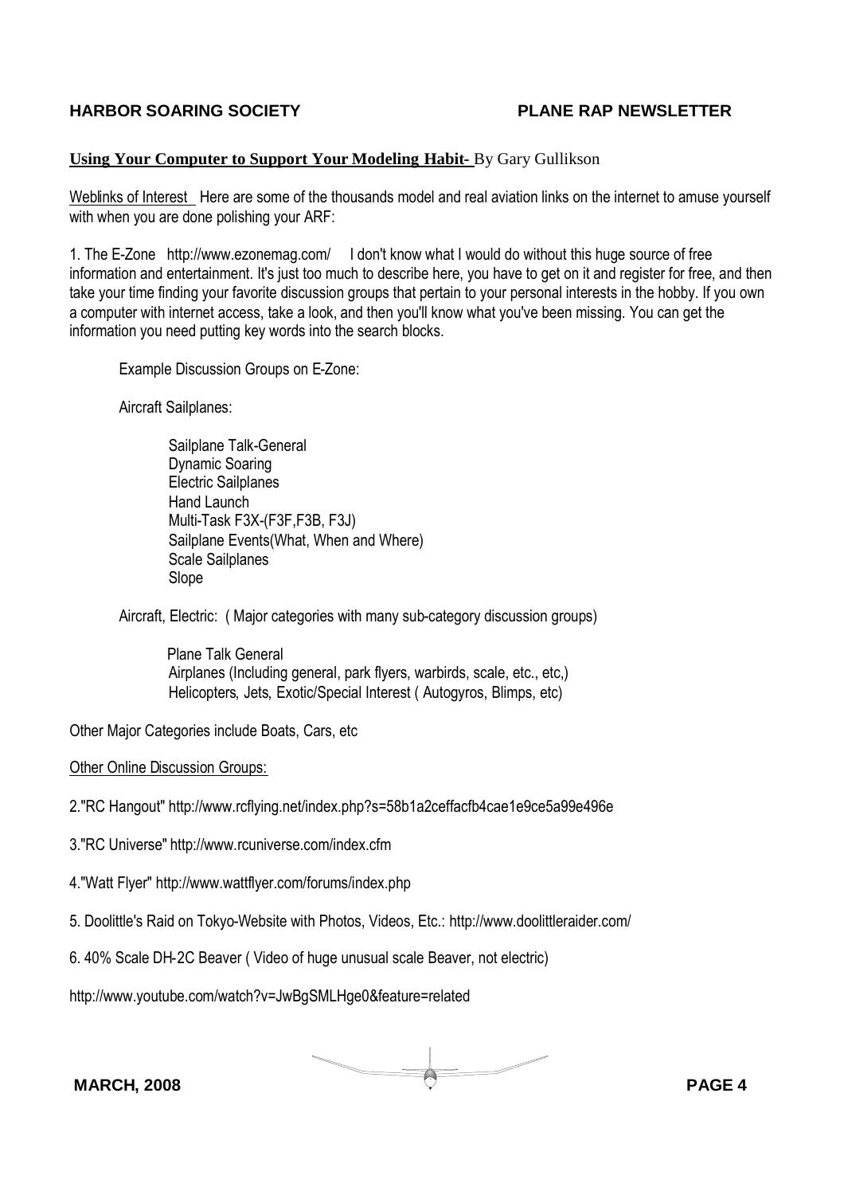## Using Your Computer to Support Your Modeling Habit- By Gary Gullikson

Weblinks of Interest  Here are some of the thousands model and real aviation links on the internet to amuse yourself with when you are done polishing your ARF:

1. The E-Zone  http://www.ezonemag.com/   I don't know what I would do without this huge source of free information and entertainment. It's just too much to describe here, you have to get on it and register for free, and then take your time finding your favorite discussion groups that pertain to your personal interests in the hobby. If you own a computer with internet access, take a look, and then you'll know what you've been missing. You can get the information you need putting key words into the search blocks.

Example Discussion Groups on E-Zone:

Aircraft Sailplanes:

- Sailplane Talk-General
- Dynamic Soaring
- Electric Sailplanes
- Hand Launch
- Multi-Task F3X-(F3F,F3B, F3J)
- Sailplane Events(What, When and Where)
- Scale Sailplanes
- Slope

Aircraft, Electric:  ( Major categories with many sub-category discussion groups)

- Plane Talk General
- Airplanes (Including general, park flyers, warbirds, scale, etc., etc,)
- Helicopters, Jets, Exotic/Special Interest ( Autogyros, Blimps, etc)

Other Major Categories include Boats, Cars, etc

Other Online Discussion Groups:

2."RC Hangout" http://www.rcflying.net/index.php?s=58b1a2ceffacfb4cae1e9ce5a99e496e

3."RC Universe" http://www.rcuniverse.com/index.cfm

4."Watt Flyer" http://www.wattflyer.com/forums/index.php

5. Doolittle's Raid on Tokyo-Website with Photos, Videos, Etc.: http://www.doolittleraider.com/

6. 40% Scale DH-2C Beaver ( Video of huge unusual scale Beaver, not electric)

http://www.youtube.com/watch?v=JwBgSMLHge0&feature=related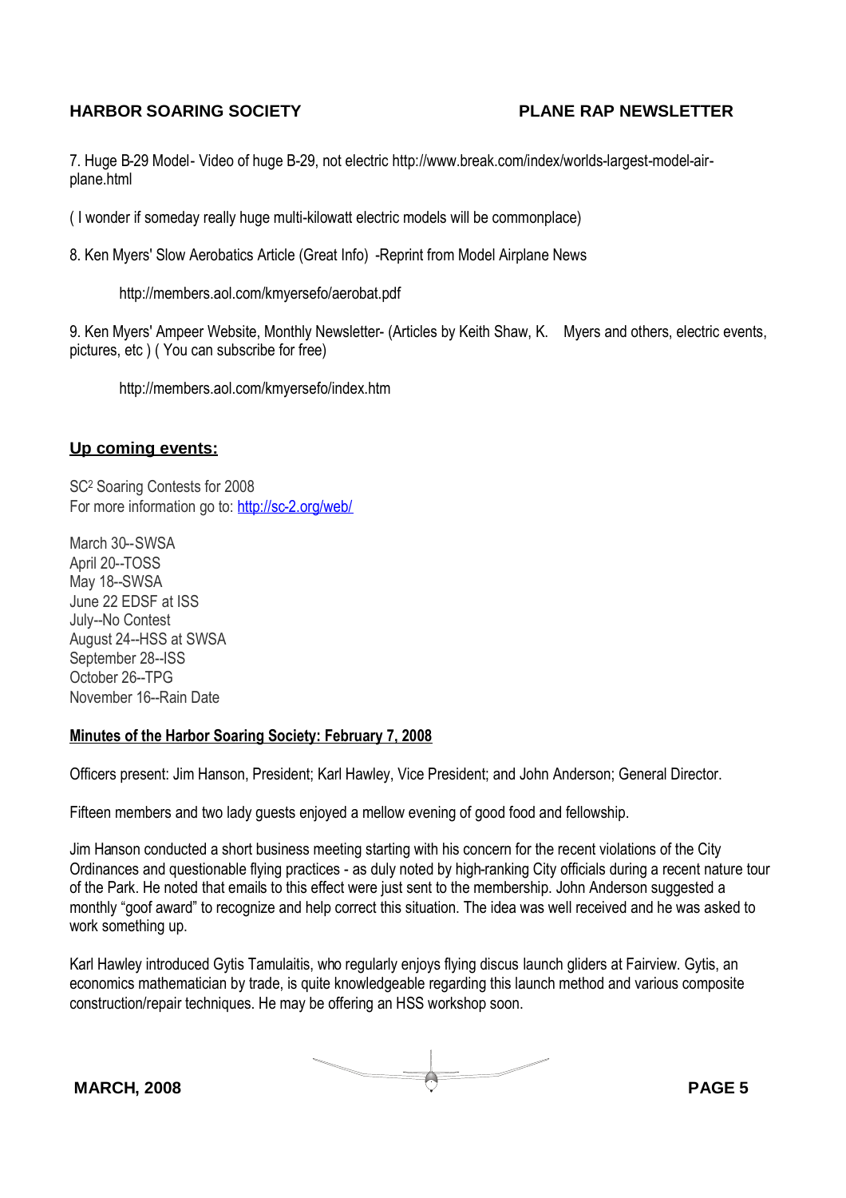7. Huge B-29 Model- Video of huge B-29, not electric http://www.break.com/index/worlds-largest-model-air-plane.html

( I wonder if someday really huge multi-kilowatt electric models will be commonplace)

8. Ken Myers' Slow Aerobatics Article (Great Info) -Reprint from Model Airplane News

http://members.aol.com/kmyersefo/aerobat.pdf

9. Ken Myers' Ampeer Website, Monthly Newsletter- (Articles by Keith Shaw, K. Myers and others, electric events, pictures, etc ) ( You can subscribe for free)

http://members.aol.com/kmyersefo/index.htm

## Up coming events:

SC² Soaring Contests for 2008
For more information go to: http://sc-2.org/web/

March 30--SWSA
April 20--TOSS
May 18--SWSA
June 22 EDSF at ISS
July--No Contest
August 24--HSS at SWSA
September 28--ISS
October 26--TPG
November 16--Rain Date

### Minutes of the Harbor Soaring Society: February 7, 2008

Officers present: Jim Hanson, President; Karl Hawley, Vice President; and John Anderson; General Director.

Fifteen members and two lady guests enjoyed a mellow evening of good food and fellowship.

Jim Hanson conducted a short business meeting starting with his concern for the recent violations of the City Ordinances and questionable flying practices - as duly noted by high-ranking City officials during a recent nature tour of the Park. He noted that emails to this effect were just sent to the membership. John Anderson suggested a monthly "goof award" to recognize and help correct this situation. The idea was well received and he was asked to work something up.

Karl Hawley introduced Gytis Tamulaitis, who regularly enjoys flying discus launch gliders at Fairview. Gytis, an economics mathematician by trade, is quite knowledgeable regarding this launch method and various composite construction/repair techniques. He may be offering an HSS workshop soon.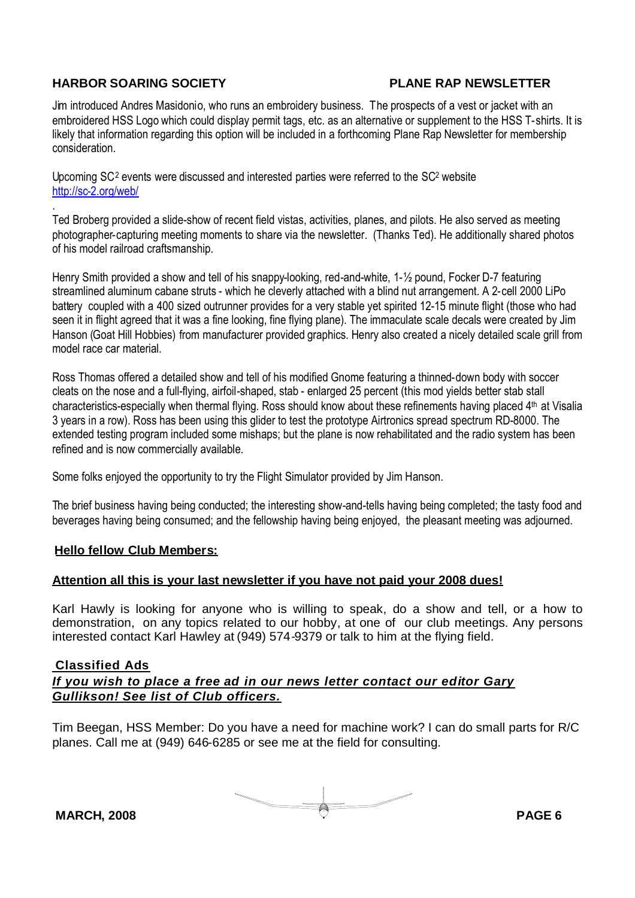Jim introduced Andres Masidonio, who runs an embroidery business. The prospects of a vest or jacket with an embroidered HSS Logo which could display permit tags, etc. as an alternative or supplement to the HSS T-shirts. It is likely that information regarding this option will be included in a forthcoming Plane Rap Newsletter for membership consideration.

Upcoming $SC^2$ events were discussed and interested parties were referred to the $SC^2$ website http://sc-2.org/web/

.

Ted Broberg provided a slide-show of recent field vistas, activities, planes, and pilots. He also served as meeting photographer-capturing meeting moments to share via the newsletter. (Thanks Ted). He additionally shared photos of his model railroad craftsmanship.

Henry Smith provided a show and tell of his snappy-looking, red-and-white, 1-½ pound, Focker D-7 featuring streamlined aluminum cabane struts - which he cleverly attached with a blind nut arrangement. A 2-cell 2000 LiPo battery coupled with a 400 sized outrunner provides for a very stable yet spirited 12-15 minute flight (those who had seen it in flight agreed that it was a fine looking, fine flying plane). The immaculate scale decals were created by Jim Hanson (Goat Hill Hobbies) from manufacturer provided graphics. Henry also created a nicely detailed scale grill from model race car material.

Ross Thomas offered a detailed show and tell of his modified Gnome featuring a thinned-down body with soccer cleats on the nose and a full-flying, airfoil-shaped, stab - enlarged 25 percent (this mod yields better stab stall characteristics-especially when thermal flying. Ross should know about these refinements having placed 4th at Visalia 3 years in a row). Ross has been using this glider to test the prototype Airtronics spread spectrum RD-8000. The extended testing program included some mishaps; but the plane is now rehabilitated and the radio system has been refined and is now commercially available.

Some folks enjoyed the opportunity to try the Flight Simulator provided by Jim Hanson.

The brief business having being conducted; the interesting show-and-tells having being completed; the tasty food and beverages having being consumed; and the fellowship having being enjoyed, the pleasant meeting was adjourned.

**Hello fellow Club Members:**

**Attention all this is your last newsletter if you have not paid your 2008 dues!**

Karl Hawly is looking for anyone who is willing to speak, do a show and tell, or a how to demonstration, on any topics related to our hobby, at one of our club meetings. Any persons interested contact Karl Hawley at (949) 574-9379 or talk to him at the flying field.

**Classified Ads**

***If you wish to place a free ad in our news letter contact our editor Gary Gullikson! See list of Club officers.***

Tim Beegan, HSS Member: Do you have a need for machine work? I can do small parts for R/C planes. Call me at (949) 646-6285 or see me at the field for consulting.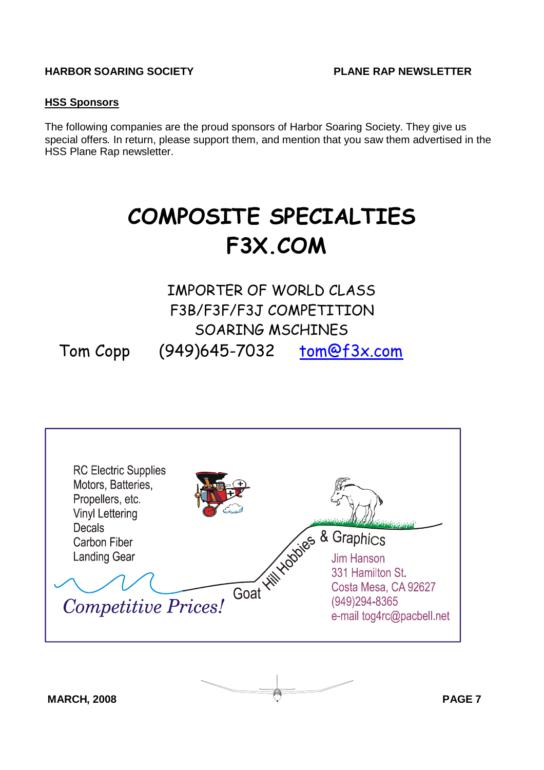## HSS Sponsors

The following companies are the proud sponsors of Harbor Soaring Society. They give us special offers. In return, please support them, and mention that you saw them advertised in the HSS Plane Rap newsletter.

# COMPOSITE SPECIALTIES
# F3X.COM

IMPORTER OF WORLD CLASS
F3B/F3F/F3J COMPETITION
SOARING MSCHINES

Tom Copp (949)645-7032 tom@f3x.com

---

RC Electric Supplies
Motors, Batteries,
Propellers, etc.
Vinyl Lettering
Decals
Carbon Fiber
Landing Gear

*Competitive Prices!*

**Goat Hill Hobbies & Graphics**

Jim Hanson
331 Hamilton St.
Costa Mesa, CA 92627
(949)294-8365
e-mail tog4rc@pacbell.net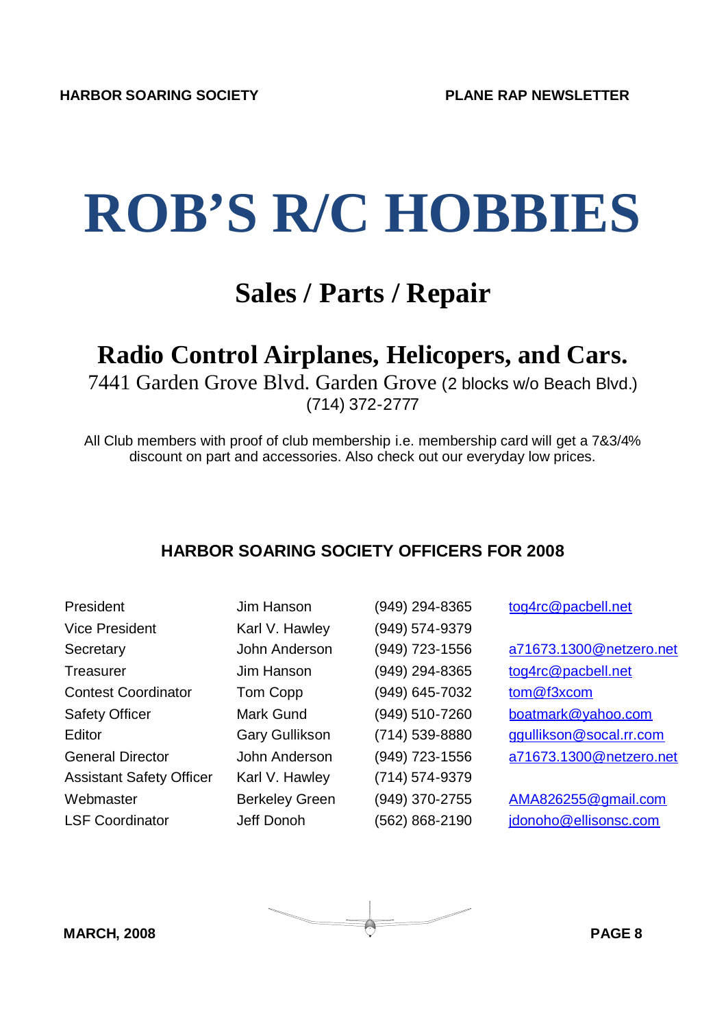# ROB'S R/C HOBBIES

## Sales / Parts / Repair

## Radio Control Airplanes, Helicopers, and Cars.

7441 Garden Grove Blvd. Garden Grove (2 blocks w/o Beach Blvd.)
(714) 372-2777

All Club members with proof of club membership i.e. membership card will get a 7&3/4% discount on part and accessories. Also check out our everyday low prices.

### HARBOR SOARING SOCIETY OFFICERS FOR 2008

| | | | |
|---|---|---|---|
| President | Jim Hanson | (949) 294-8365 | tog4rc@pacbell.net |
| Vice President | Karl V. Hawley | (949) 574-9379 | |
| Secretary | John Anderson | (949) 723-1556 | a71673.1300@netzero.net |
| Treasurer | Jim Hanson | (949) 294-8365 | tog4rc@pacbell.net |
| Contest Coordinator | Tom Copp | (949) 645-7032 | tom@f3xcom |
| Safety Officer | Mark Gund | (949) 510-7260 | boatmark@yahoo.com |
| Editor | Gary Gullikson | (714) 539-8880 | ggullikson@socal.rr.com |
| General Director | John Anderson | (949) 723-1556 | a71673.1300@netzero.net |
| Assistant Safety Officer | Karl V. Hawley | (714) 574-9379 | |
| Webmaster | Berkeley Green | (949) 370-2755 | AMA826255@gmail.com |
| LSF Coordinator | Jeff Donoh | (562) 868-2190 | jdonoho@ellisonsc.com |